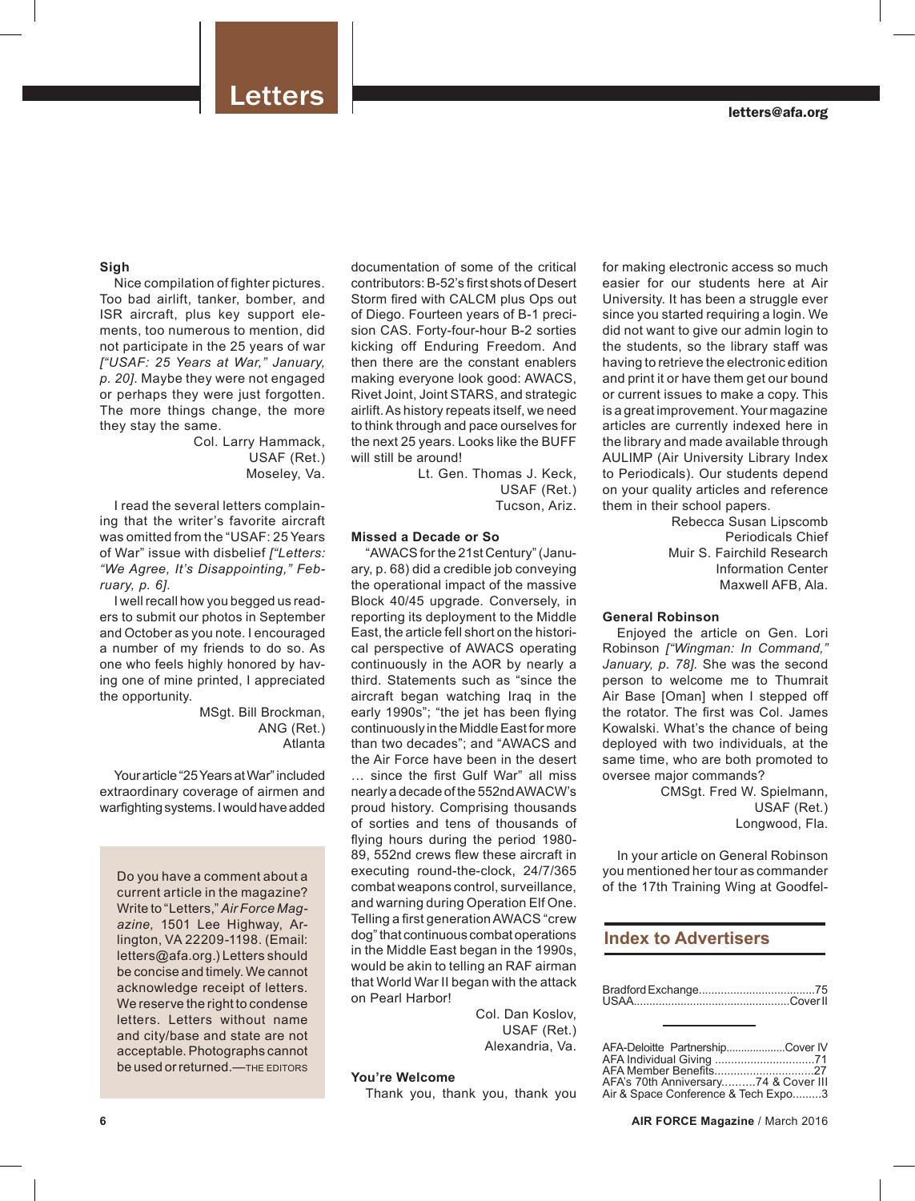# Letters

letters@afa.org

### Sigh

Nice compilation of fighter pictures. Too bad airlift, tanker, bomber, and ISR aircraft, plus key support elements, too numerous to mention, did not participate in the 25 years of war *["USAF: 25 Years at War," January, p. 20]*. Maybe they were not engaged or perhaps they were just forgotten. The more things change, the more they stay the same.

Col. Larry Hammack,
USAF (Ret.)
Moseley, Va.

I read the several letters complaining that the writer's favorite aircraft was omitted from the "USAF: 25 Years of War" issue with disbelief *["Letters: "We Agree, It's Disappointing," February, p. 6]*.

I well recall how you begged us readers to submit our photos in September and October as you note. I encouraged a number of my friends to do so. As one who feels highly honored by having one of mine printed, I appreciated the opportunity.

MSgt. Bill Brockman,
ANG (Ret.)
Atlanta

Your article "25 Years at War" included extraordinary coverage of airmen and warfighting systems. I would have added documentation of some of the critical contributors: B-52's first shots of Desert Storm fired with CALCM plus Ops out of Diego. Fourteen years of B-1 precision CAS. Forty-four-hour B-2 sorties kicking off Enduring Freedom. And then there are the constant enablers making everyone look good: AWACS, Rivet Joint, Joint STARS, and strategic airlift. As history repeats itself, we need to think through and pace ourselves for the next 25 years. Looks like the BUFF will still be around!

Lt. Gen. Thomas J. Keck,
USAF (Ret.)
Tucson, Ariz.

> Do you have a comment about a current article in the magazine? Write to "Letters," *Air Force Magazine*, 1501 Lee Highway, Arlington, VA 22209-1198. (Email: letters@afa.org.) Letters should be concise and timely. We cannot acknowledge receipt of letters. We reserve the right to condense letters. Letters without name and city/base and state are not acceptable. Photographs cannot be used or returned.—THE EDITORS

### Missed a Decade or So

"AWACS for the 21st Century" (January, p. 68) did a credible job conveying the operational impact of the massive Block 40/45 upgrade. Conversely, in reporting its deployment to the Middle East, the article fell short on the historical perspective of AWACS operating continuously in the AOR by nearly a third. Statements such as "since the aircraft began watching Iraq in the early 1990s"; "the jet has been flying continuously in the Middle East for more than two decades"; and "AWACS and the Air Force have been in the desert … since the first Gulf War" all miss nearly a decade of the 552nd AWACW's proud history. Comprising thousands of sorties and tens of thousands of flying hours during the period 1980-89, 552nd crews flew these aircraft in executing round-the-clock, 24/7/365 combat weapons control, surveillance, and warning during Operation Elf One. Telling a first generation AWACS "crew dog" that continuous combat operations in the Middle East began in the 1990s, would be akin to telling an RAF airman that World War II began with the attack on Pearl Harbor!

Col. Dan Koslov,
USAF (Ret.)
Alexandria, Va.

### You're Welcome

Thank you, thank you, thank you for making electronic access so much easier for our students here at Air University. It has been a struggle ever since you started requiring a login. We did not want to give our admin login to the students, so the library staff was having to retrieve the electronic edition and print it or have them get our bound or current issues to make a copy. This is a great improvement. Your magazine articles are currently indexed here in the library and made available through AULIMP (Air University Library Index to Periodicals). Our students depend on your quality articles and reference them in their school papers.

Rebecca Susan Lipscomb
Periodicals Chief
Muir S. Fairchild Research
Information Center
Maxwell AFB, Ala.

### General Robinson

Enjoyed the article on Gen. Lori Robinson *["Wingman: In Command," January, p. 78]*. She was the second person to welcome me to Thumrait Air Base [Oman] when I stepped off the rotator. The first was Col. James Kowalski. What's the chance of being deployed with two individuals, at the same time, who are both promoted to oversee major commands?

CMSgt. Fred W. Spielmann,
USAF (Ret.)
Longwood, Fla.

In your article on General Robinson you mentioned her tour as commander of the 17th Training Wing at Goodfel-

## Index to Advertisers

Bradford Exchange.....................................75
USAA.................................................Cover II

AFA-Deloitte Partnership...................Cover IV
AFA Individual Giving ...............................71
AFA Member Benefits...............................27
AFA's 70th Anniversary..........74 & Cover III
Air & Space Conference & Tech Expo.........3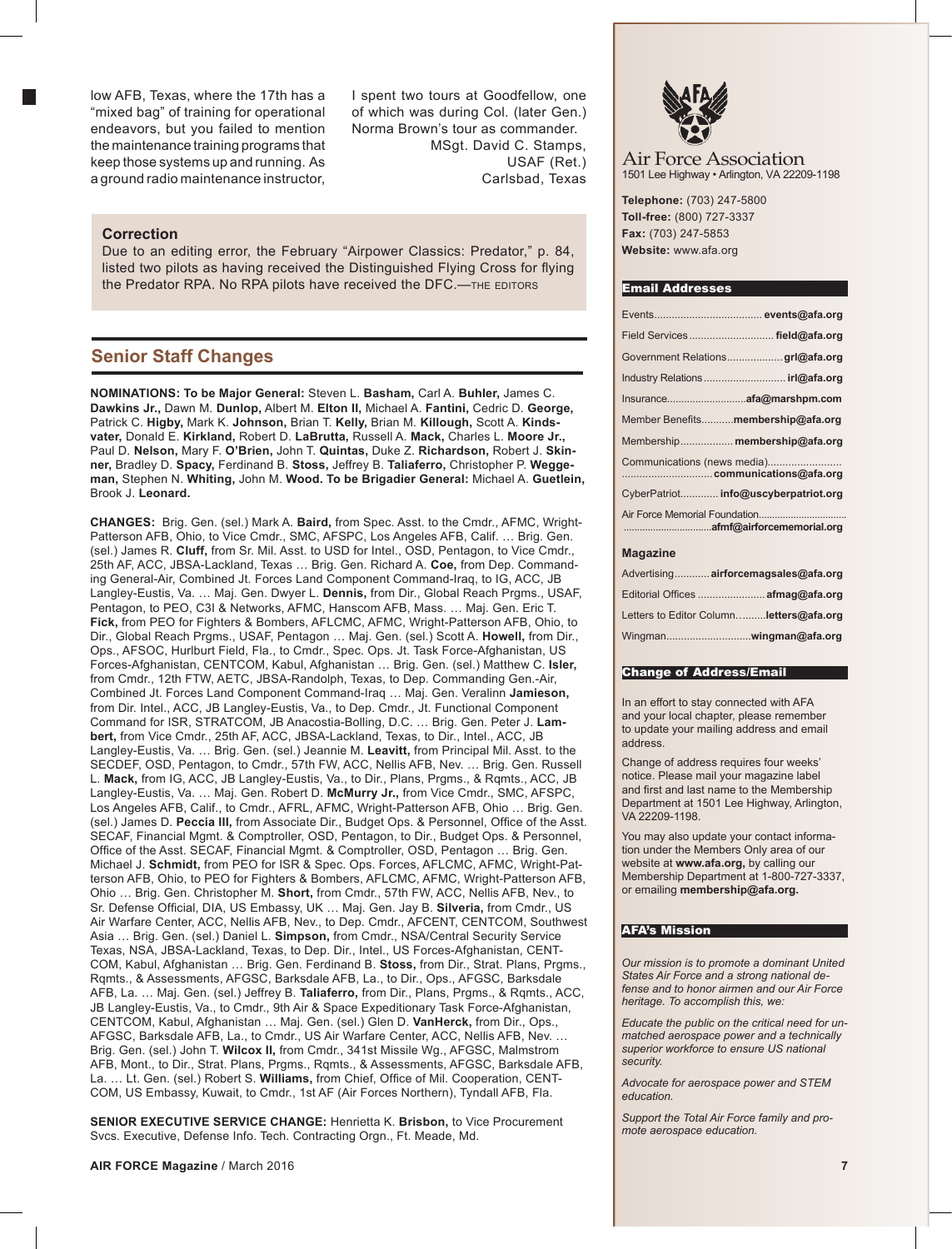low AFB, Texas, where the 17th has a "mixed bag" of training for operational endeavors, but you failed to mention the maintenance training programs that keep those systems up and running. As a ground radio maintenance instructor, I spent two tours at Goodfellow, one of which was during Col. (later Gen.) Norma Brown's tour as commander.

MSgt. David C. Stamps,
USAF (Ret.)
Carlsbad, Texas

### Correction

Due to an editing error, the February "Airpower Classics: Predator," p. 84, listed two pilots as having received the Distinguished Flying Cross for flying the Predator RPA. No RPA pilots have received the DFC.—THE EDITORS

## Senior Staff Changes

**NOMINATIONS: To be Major General:** Steven L. **Basham,** Carl A. **Buhler,** James C. **Dawkins Jr.,** Dawn M. **Dunlop,** Albert M. **Elton II,** Michael A. **Fantini,** Cedric D. **George,** Patrick C. **Higby,** Mark K. **Johnson,** Brian T. **Kelly,** Brian M. **Killough,** Scott A. **Kindsvater,** Donald E. **Kirkland,** Robert D. **LaBrutta,** Russell A. **Mack,** Charles L. **Moore Jr.,** Paul D. **Nelson,** Mary F. **O'Brien,** John T. **Quintas,** Duke Z. **Richardson,** Brian S. **Skinner,** Bradley D. **Spacy,** Ferdinand B. **Stoss,** Jeffrey B. **Taliaferro,** Christopher P. **Weggeman,** Stephen N. **Whiting,** John M. **Wood. To be Brigadier General:** Michael A. **Guetlein,** Brook J. **Leonard.**

**CHANGES:** Brig. Gen. (sel.) Mark A. **Baird,** from Spec. Asst. to the Cmdr., AFMC, Wright-Patterson AFB, Ohio, to Vice Cmdr., SMC, AFSPC, Los Angeles AFB, Calif. … Brig. Gen. (sel.) James R. **Cluff,** from Sr. Mil. Asst. to USD for Intel., OSD, Pentagon, to Vice Cmdr., 25th AF, ACC, JBSA-Lackland, Texas … Brig. Gen. Richard A. **Coe,** from Dep. Commanding General-Air, Combined Jt. Forces Land Component Command-Iraq, to IG, ACC, JB Langley-Eustis, Va. … Maj. Gen. Dwyer L. **Dennis,** from Dir., Global Reach Prgms., USAF, Pentagon, to PEO, C3I & Networks, AFMC, Hanscom AFB, Mass. … Maj. Gen. Eric T. **Fick,** from PEO for Fighters & Bombers, AFLCMC, AFMC, Wright-Patterson AFB, Ohio, to Dir., Global Reach Prgms., USAF, Pentagon … Maj. Gen. (sel.) Scott A. **Howell,** from Dir., Ops., AFSOC, Hurlburt Field, Fla., to Cmdr., Spec. Ops. Jt. Task Force-Afghanistan, US Forces-Afghanistan, CENTCOM, Kabul, Afghanistan … Brig. Gen. (sel.) Matthew C. **Isler,** from Cmdr., 12th FTW, AETC, JBSA-Randolph, Texas, to Dep. Commanding Gen.-Air, Combined Jt. Forces Land Component Command-Iraq … Maj. Gen. Veralinn **Jamieson,** from Dir. Intel., ACC, JB Langley-Eustis, Va., to Dep. Cmdr., Jt. Functional Component Command for ISR, STRATCOM, JB Anacostia-Bolling, D.C. … Brig. Gen. Peter J. **Lambert,** from Vice Cmdr., 25th AF, ACC, JBSA-Lackland, Texas, to Dir., Intel., ACC, JB Langley-Eustis, Va. … Brig. Gen. (sel.) Jeannie M. **Leavitt,** from Principal Mil. Asst. to the SECDEF, OSD, Pentagon, to Cmdr., 57th FW, ACC, Nellis AFB, Nev. … Brig. Gen. Russell L. **Mack,** from IG, ACC, JB Langley-Eustis, Va., to Dir., Plans, Prgms., & Rqmts., ACC, JB Langley-Eustis, Va. … Maj. Gen. Robert D. **McMurry Jr.,** from Vice Cmdr., SMC, AFSPC, Los Angeles AFB, Calif., to Cmdr., AFRL, AFMC, Wright-Patterson AFB, Ohio … Brig. Gen. (sel.) James D. **Peccia III,** from Associate Dir., Budget Ops. & Personnel, Office of the Asst. SECAF, Financial Mgmt. & Comptroller, OSD, Pentagon, to Dir., Budget Ops. & Personnel, Office of the Asst. SECAF, Financial Mgmt. & Comptroller, OSD, Pentagon … Brig. Gen. Michael J. **Schmidt,** from PEO for ISR & Spec. Ops. Forces, AFLCMC, AFMC, Wright-Patterson AFB, Ohio, to PEO for Fighters & Bombers, AFLCMC, AFMC, Wright-Patterson AFB, Ohio … Brig. Gen. Christopher M. **Short,** from Cmdr., 57th FW, ACC, Nellis AFB, Nev., to Sr. Defense Official, DIA, US Embassy, UK … Maj. Gen. Jay B. **Silveria,** from Cmdr., US Air Warfare Center, ACC, Nellis AFB, Nev., to Dep. Cmdr., AFCENT, CENTCOM, Southwest Asia … Brig. Gen. (sel.) Daniel L. **Simpson,** from Cmdr., NSA/Central Security Service Texas, NSA, JBSA-Lackland, Texas, to Dep. Dir., Intel., US Forces-Afghanistan, CENTCOM, Kabul, Afghanistan … Brig. Gen. Ferdinand B. **Stoss,** from Dir., Strat. Plans, Prgms., Rqmts., & Assessments, AFGSC, Barksdale AFB, La., to Dir., Ops., AFGSC, Barksdale AFB, La. … Maj. Gen. (sel.) Jeffrey B. **Taliaferro,** from Dir., Plans, Prgms., & Rqmts., ACC, JB Langley-Eustis, Va., to Cmdr., 9th Air & Space Expeditionary Task Force-Afghanistan, CENTCOM, Kabul, Afghanistan … Maj. Gen. (sel.) Glen D. **VanHerck,** from Dir., Ops., AFGSC, Barksdale AFB, La., to Cmdr., US Air Warfare Center, ACC, Nellis AFB, Nev. … Brig. Gen. (sel.) John T. **Wilcox II,** from Cmdr., 341st Missile Wg., AFGSC, Malmstrom AFB, Mont., to Dir., Strat. Plans, Prgms., Rqmts., & Assessments, AFGSC, Barksdale AFB, La. … Lt. Gen. (sel.) Robert S. **Williams,** from Chief, Office of Mil. Cooperation, CENTCOM, US Embassy, Kuwait, to Cmdr., 1st AF (Air Forces Northern), Tyndall AFB, Fla.

**SENIOR EXECUTIVE SERVICE CHANGE:** Henrietta K. **Brisbon,** to Vice Procurement Svcs. Executive, Defense Info. Tech. Contracting Orgn., Ft. Meade, Md.

## Air Force Association

1501 Lee Highway • Arlington, VA 22209-1198

**Telephone:** (703) 247-5800
**Toll-free:** (800) 727-3337
**Fax:** (703) 247-5853
**Website:** www.afa.org

### Email Addresses

| | |
|---|---|
| Events | **events@afa.org** |
| Field Services | **field@afa.org** |
| Government Relations | **grl@afa.org** |
| Industry Relations | **irl@afa.org** |
| Insurance | **afa@marshpm.com** |
| Member Benefits | **membership@afa.org** |
| Membership | **membership@afa.org** |
| Communications (news media) | **communications@afa.org** |
| CyberPatriot | **info@uscyberpatriot.org** |
| Air Force Memorial Foundation | **afmf@airforcememorial.org** |

#### Magazine

| | |
|---|---|
| Advertising | **airforcemagsales@afa.org** |
| Editorial Offices | **afmag@afa.org** |
| Letters to Editor Column | **letters@afa.org** |
| Wingman | **wingman@afa.org** |

### Change of Address/Email

In an effort to stay connected with AFA and your local chapter, please remember to update your mailing address and email address.

Change of address requires four weeks' notice. Please mail your magazine label and first and last name to the Membership Department at 1501 Lee Highway, Arlington, VA 22209-1198.

You may also update your contact information under the Members Only area of our website at **www.afa.org,** by calling our Membership Department at 1-800-727-3337, or emailing **membership@afa.org.**

### AFA's Mission

*Our mission is to promote a dominant United States Air Force and a strong national defense and to honor airmen and our Air Force heritage. To accomplish this, we:*

*Educate the public on the critical need for unmatched aerospace power and a technically superior workforce to ensure US national security.*

*Advocate for aerospace power and STEM education.*

*Support the Total Air Force family and promote aerospace education.*